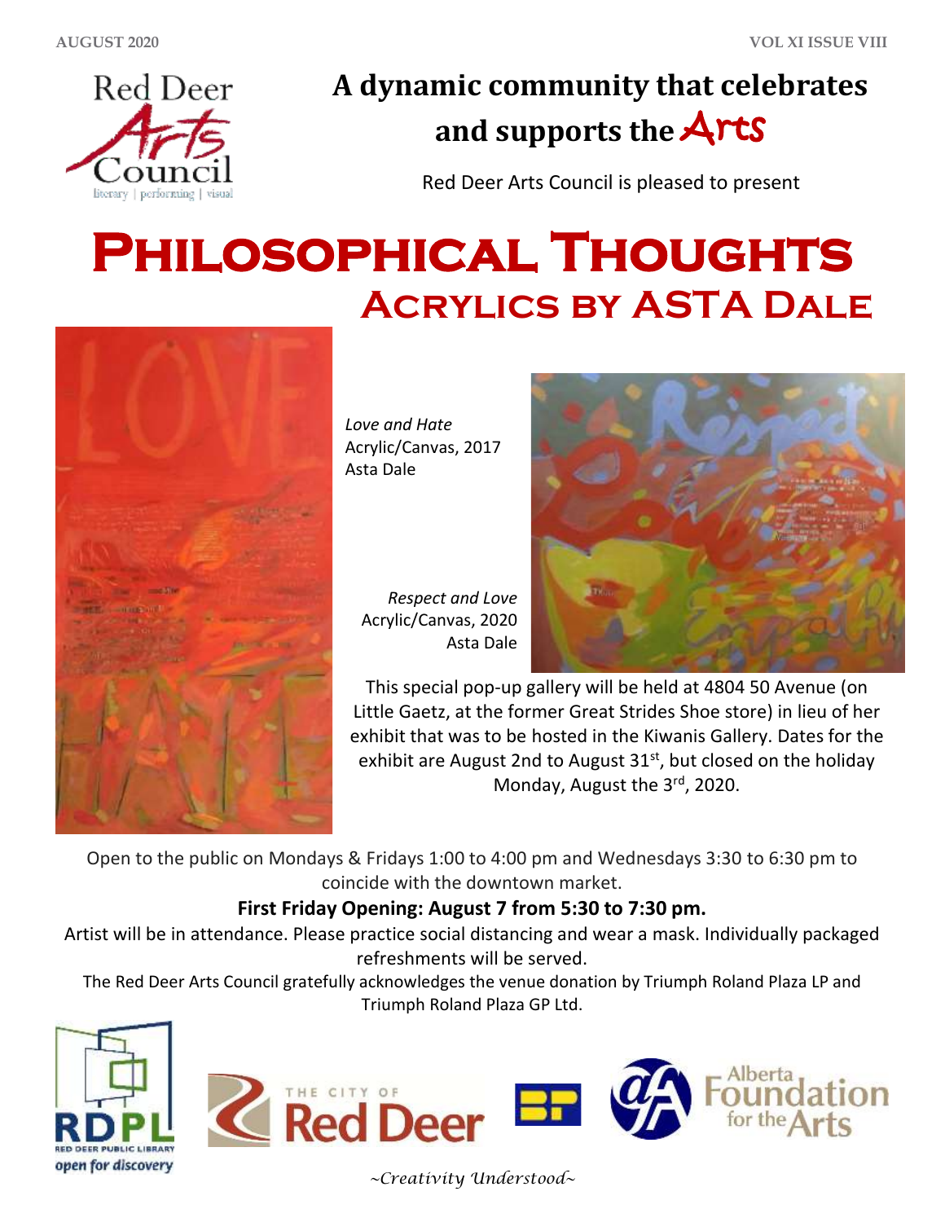# A dynamic community that celebrates and supports the Arts

Red Deer Arts Council is pleased to present

# Philosophical Thoughts

## Acrylics by ASTA Dale

*Love and Hate*
Acrylic/Canvas, 2017
Asta Dale

*Respect and Love*
Acrylic/Canvas, 2020
Asta Dale

This special pop-up gallery will be held at 4804 50 Avenue (on Little Gaetz, at the former Great Strides Shoe store) in lieu of her exhibit that was to be hosted in the Kiwanis Gallery. Dates for the exhibit are August 2nd to August 31st, but closed on the holiday Monday, August the 3rd, 2020.

Open to the public on Mondays & Fridays 1:00 to 4:00 pm and Wednesdays 3:30 to 6:30 pm to coincide with the downtown market.

**First Friday Opening: August 7 from 5:30 to 7:30 pm.**

Artist will be in attendance. Please practice social distancing and wear a mask. Individually packaged refreshments will be served.

The Red Deer Arts Council gratefully acknowledges the venue donation by Triumph Roland Plaza LP and Triumph Roland Plaza GP Ltd.

*~Creativity Understood~*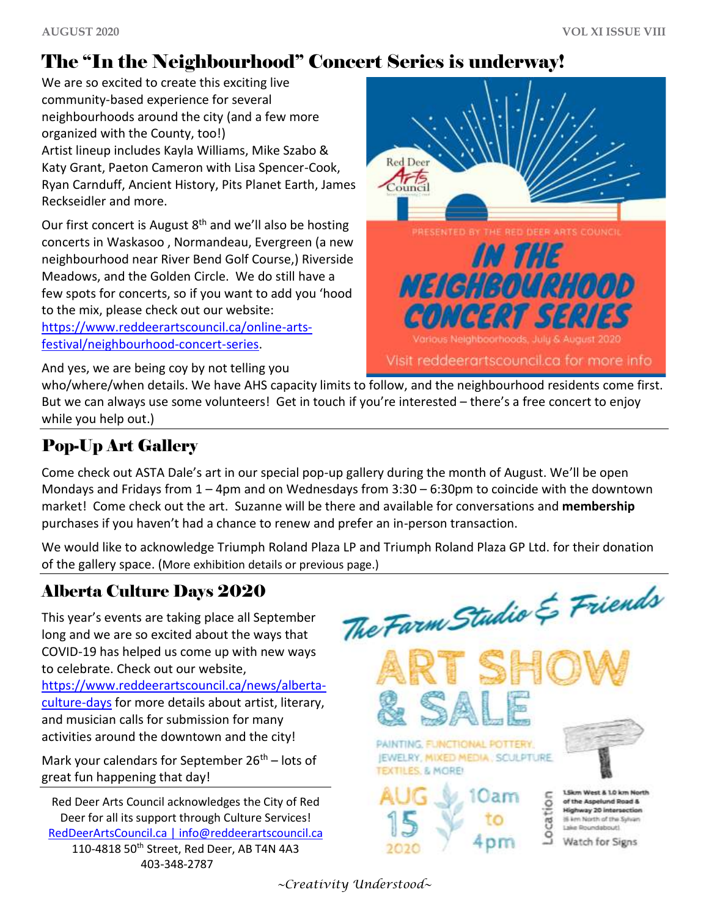## The "In the Neighbourhood" Concert Series is underway!

We are so excited to create this exciting live community-based experience for several neighbourhoods around the city (and a few more organized with the County, too!)
Artist lineup includes Kayla Williams, Mike Szabo & Katy Grant, Paeton Cameron with Lisa Spencer-Cook, Ryan Carnduff, Ancient History, Pits Planet Earth, James Reckseidler and more.

Our first concert is August 8th and we'll also be hosting concerts in Waskasoo , Normandeau, Evergreen (a new neighbourhood near River Bend Golf Course,) Riverside Meadows, and the Golden Circle. We do still have a few spots for concerts, so if you want to add you 'hood to the mix, please check out our website: [https://www.reddeerartscouncil.ca/online-arts-festival/neighbourhood-concert-series](https://www.reddeerartscouncil.ca/online-arts-festival/neighbourhood-concert-series).

And yes, we are being coy by not telling you who/where/when details. We have AHS capacity limits to follow, and the neighbourhood residents come first. But we can always use some volunteers! Get in touch if you're interested – there's a free concert to enjoy while you help out.)

Red Deer Arts Council

PRESENTED BY THE RED DEER ARTS COUNCIL

IN THE NEIGHBOURHOOD CONCERT SERIES

Various Neighbourhoods, July & August 2020

Visit reddeerartscouncil.ca for more info

## Pop-Up Art Gallery

Come check out ASTA Dale's art in our special pop-up gallery during the month of August. We'll be open Mondays and Fridays from 1 – 4pm and on Wednesdays from 3:30 – 6:30pm to coincide with the downtown market! Come check out the art. Suzanne will be there and available for conversations and **membership** purchases if you haven't had a chance to renew and prefer an in-person transaction.

We would like to acknowledge Triumph Roland Plaza LP and Triumph Roland Plaza GP Ltd. for their donation of the gallery space. (More exhibition details or previous page.)

## Alberta Culture Days 2020

This year's events are taking place all September long and we are so excited about the ways that COVID-19 has helped us come up with new ways to celebrate. Check out our website, [https://www.reddeerartscouncil.ca/news/alberta-culture-days](https://www.reddeerartscouncil.ca/news/alberta-culture-days) for more details about artist, literary, and musician calls for submission for many activities around the downtown and the city!

Mark your calendars for September 26th – lots of great fun happening that day!

Red Deer Arts Council acknowledges the City of Red Deer for all its support through Culture Services!
RedDeerArtsCouncil.ca | info@reddeerartscouncil.ca
110-4818 50th Street, Red Deer, AB T4N 4A3
403-348-2787

The Farm Studio & Friends

ART SHOW & SALE

PAINTING, FUNCTIONAL POTTERY, JEWELRY, MIXED MEDIA, SCULPTURE, TEXTILES, & MORE!

AUG 15 2020 10am to 4pm

Location: 1.5km West & 1.0 km North of the Aspelund Road & Highway 20 intersection (6 km North of the Sylvan Lake Roundabout)

Watch for Signs

*~Creativity Understood~*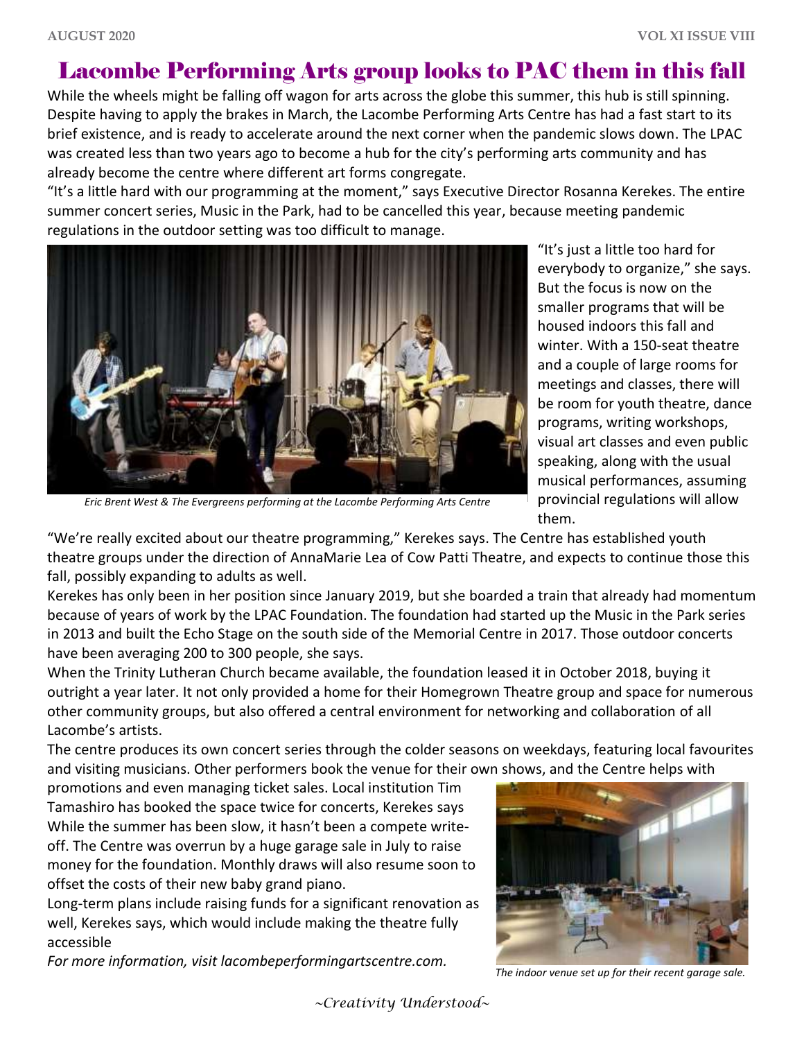# Lacombe Performing Arts group looks to PAC them in this fall

While the wheels might be falling off wagon for arts across the globe this summer, this hub is still spinning. Despite having to apply the brakes in March, the Lacombe Performing Arts Centre has had a fast start to its brief existence, and is ready to accelerate around the next corner when the pandemic slows down. The LPAC was created less than two years ago to become a hub for the city's performing arts community and has already become the centre where different art forms congregate.

"It's a little hard with our programming at the moment," says Executive Director Rosanna Kerekes. The entire summer concert series, Music in the Park, had to be cancelled this year, because meeting pandemic regulations in the outdoor setting was too difficult to manage.

*Eric Brent West & The Evergreens performing at the Lacombe Performing Arts Centre*

"It's just a little too hard for everybody to organize," she says. But the focus is now on the smaller programs that will be housed indoors this fall and winter. With a 150-seat theatre and a couple of large rooms for meetings and classes, there will be room for youth theatre, dance programs, writing workshops, visual art classes and even public speaking, along with the usual musical performances, assuming provincial regulations will allow them.

"We're really excited about our theatre programming," Kerekes says. The Centre has established youth theatre groups under the direction of AnnaMarie Lea of Cow Patti Theatre, and expects to continue those this fall, possibly expanding to adults as well.

Kerekes has only been in her position since January 2019, but she boarded a train that already had momentum because of years of work by the LPAC Foundation. The foundation had started up the Music in the Park series in 2013 and built the Echo Stage on the south side of the Memorial Centre in 2017. Those outdoor concerts have been averaging 200 to 300 people, she says.

When the Trinity Lutheran Church became available, the foundation leased it in October 2018, buying it outright a year later. It not only provided a home for their Homegrown Theatre group and space for numerous other community groups, but also offered a central environment for networking and collaboration of all Lacombe's artists.

The centre produces its own concert series through the colder seasons on weekdays, featuring local favourites and visiting musicians. Other performers book the venue for their own shows, and the Centre helps with promotions and even managing ticket sales. Local institution Tim Tamashiro has booked the space twice for concerts, Kerekes says While the summer has been slow, it hasn't been a compete write-off. The Centre was overrun by a huge garage sale in July to raise money for the foundation. Monthly draws will also resume soon to offset the costs of their new baby grand piano.

Long-term plans include raising funds for a significant renovation as well, Kerekes says, which would include making the theatre fully accessible

*For more information, visit lacombeperformingartscentre.com.*

*The indoor venue set up for their recent garage sale.*

~Creativity Understood~